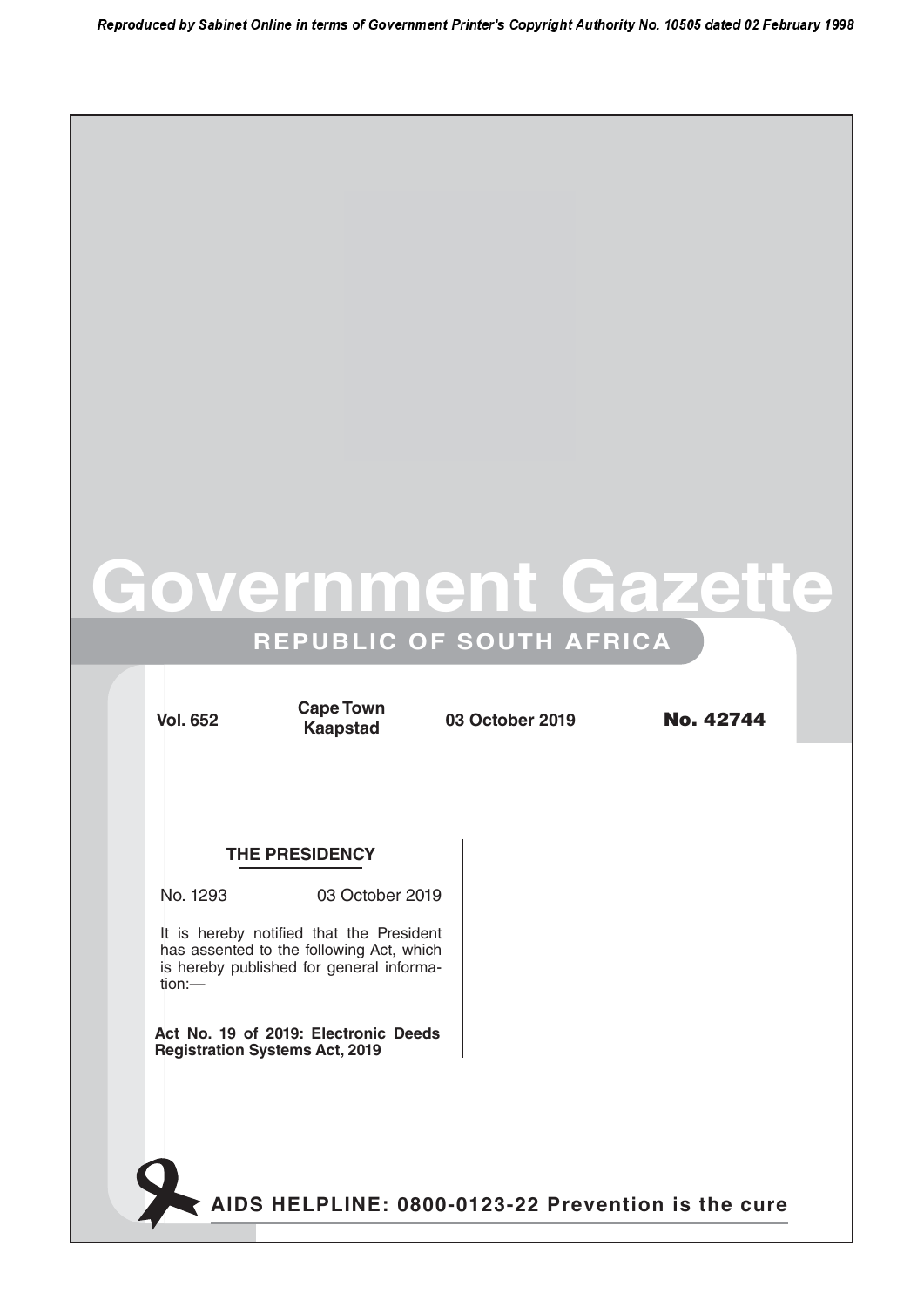# Government Gazette

## REPUBLIC OF SOUTH AFRICA

**Vol. 652** | **Cape Town Kaapstad** | **03 October 2019** | **No. 42744**

### THE PRESIDENCY

No. 1293 03 October 2019

It is hereby notified that the President has assented to the following Act, which is hereby published for general information:—

**Act No. 19 of 2019: Electronic Deeds Registration Systems Act, 2019**

**AIDS HELPLINE: 0800-0123-22 Prevention is the cure**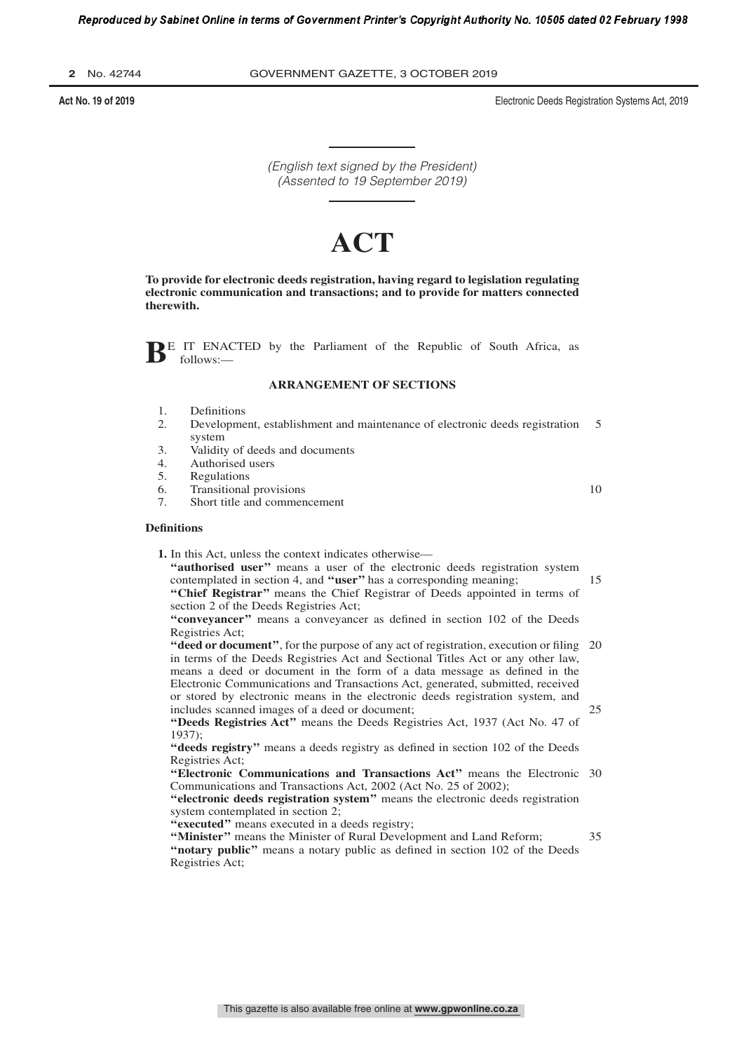(English text signed by the President)
(Assented to 19 September 2019)

# ACT

**To provide for electronic deeds registration, having regard to legislation regulating electronic communication and transactions; and to provide for matters connected therewith.**

BE IT ENACTED by the Parliament of the Republic of South Africa, as follows:—

## ARRANGEMENT OF SECTIONS

1. Definitions
2. Development, establishment and maintenance of electronic deeds registration system
3. Validity of deeds and documents
4. Authorised users
5. Regulations
6. Transitional provisions
7. Short title and commencement

### Definitions

**1.** In this Act, unless the context indicates otherwise—

**"authorised user"** means a user of the electronic deeds registration system contemplated in section 4, and **"user"** has a corresponding meaning;

**"Chief Registrar"** means the Chief Registrar of Deeds appointed in terms of section 2 of the Deeds Registries Act;

**"conveyancer"** means a conveyancer as defined in section 102 of the Deeds Registries Act;

**"deed or document"**, for the purpose of any act of registration, execution or filing in terms of the Deeds Registries Act and Sectional Titles Act or any other law, means a deed or document in the form of a data message as defined in the Electronic Communications and Transactions Act, generated, submitted, received or stored by electronic means in the electronic deeds registration system, and includes scanned images of a deed or document;

**"Deeds Registries Act"** means the Deeds Registries Act, 1937 (Act No. 47 of 1937);

**"deeds registry"** means a deeds registry as defined in section 102 of the Deeds Registries Act;

**"Electronic Communications and Transactions Act"** means the Electronic Communications and Transactions Act, 2002 (Act No. 25 of 2002);

**"electronic deeds registration system"** means the electronic deeds registration system contemplated in section 2;

**"executed"** means executed in a deeds registry;

**"Minister"** means the Minister of Rural Development and Land Reform;

**"notary public"** means a notary public as defined in section 102 of the Deeds Registries Act;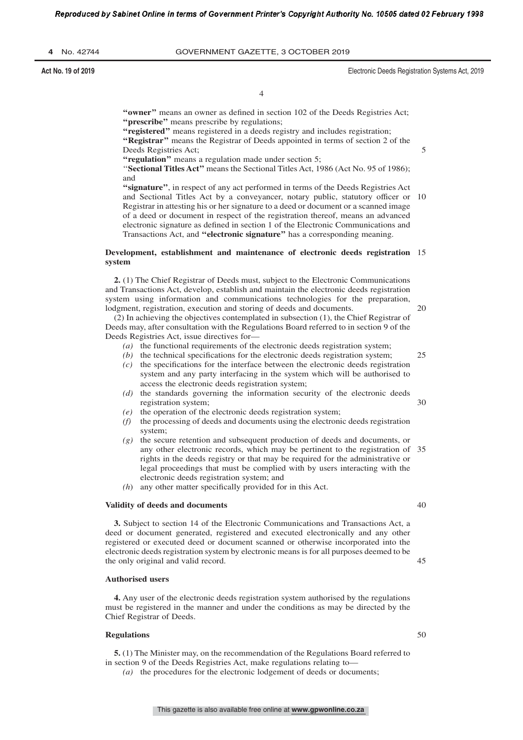**"owner"** means an owner as defined in section 102 of the Deeds Registries Act;

**"prescribe"** means prescribe by regulations;

**"registered"** means registered in a deeds registry and includes registration;

**"Registrar"** means the Registrar of Deeds appointed in terms of section 2 of the Deeds Registries Act;

**"regulation"** means a regulation made under section 5;

**"Sectional Titles Act"** means the Sectional Titles Act, 1986 (Act No. 95 of 1986); and

**"signature"**, in respect of any act performed in terms of the Deeds Registries Act and Sectional Titles Act by a conveyancer, notary public, statutory officer or Registrar in attesting his or her signature to a deed or document or a scanned image of a deed or document in respect of the registration thereof, means an advanced electronic signature as defined in section 1 of the Electronic Communications and Transactions Act, and **"electronic signature"** has a corresponding meaning.

**Development, establishment and maintenance of electronic deeds registration system**

**2.** (1) The Chief Registrar of Deeds must, subject to the Electronic Communications and Transactions Act, develop, establish and maintain the electronic deeds registration system using information and communications technologies for the preparation, lodgment, registration, execution and storing of deeds and documents.

(2) In achieving the objectives contemplated in subsection (1), the Chief Registrar of Deeds may, after consultation with the Regulations Board referred to in section 9 of the Deeds Registries Act, issue directives for—

*(a)* the functional requirements of the electronic deeds registration system;

*(b)* the technical specifications for the electronic deeds registration system;

*(c)* the specifications for the interface between the electronic deeds registration system and any party interfacing in the system which will be authorised to access the electronic deeds registration system;

*(d)* the standards governing the information security of the electronic deeds registration system;

*(e)* the operation of the electronic deeds registration system;

*(f)* the processing of deeds and documents using the electronic deeds registration system;

*(g)* the secure retention and subsequent production of deeds and documents, or any other electronic records, which may be pertinent to the registration of rights in the deeds registry or that may be required for the administrative or legal proceedings that must be complied with by users interacting with the electronic deeds registration system; and

*(h)* any other matter specifically provided for in this Act.

**Validity of deeds and documents**

**3.** Subject to section 14 of the Electronic Communications and Transactions Act, a deed or document generated, registered and executed electronically and any other registered or executed deed or document scanned or otherwise incorporated into the electronic deeds registration system by electronic means is for all purposes deemed to be the only original and valid record.

**Authorised users**

**4.** Any user of the electronic deeds registration system authorised by the regulations must be registered in the manner and under the conditions as may be directed by the Chief Registrar of Deeds.

**Regulations**

**5.** (1) The Minister may, on the recommendation of the Regulations Board referred to in section 9 of the Deeds Registries Act, make regulations relating to—

*(a)* the procedures for the electronic lodgement of deeds or documents;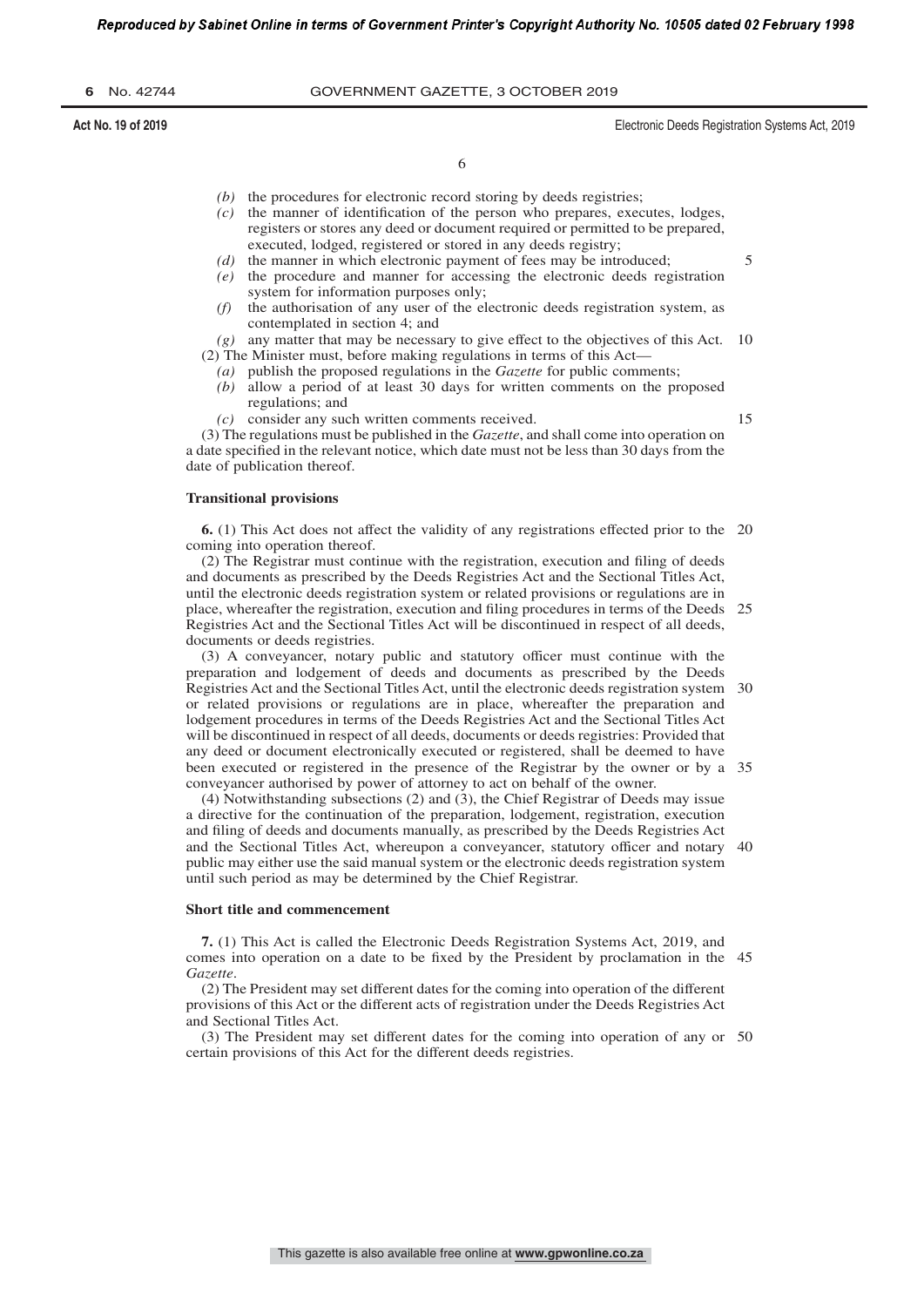*(b)* the procedures for electronic record storing by deeds registries;

*(c)* the manner of identification of the person who prepares, executes, lodges, registers or stores any deed or document required or permitted to be prepared, executed, lodged, registered or stored in any deeds registry;

*(d)* the manner in which electronic payment of fees may be introduced;

*(e)* the procedure and manner for accessing the electronic deeds registration system for information purposes only;

*(f)* the authorisation of any user of the electronic deeds registration system, as contemplated in section 4; and

*(g)* any matter that may be necessary to give effect to the objectives of this Act.

(2) The Minister must, before making regulations in terms of this Act—

*(a)* publish the proposed regulations in the *Gazette* for public comments;

*(b)* allow a period of at least 30 days for written comments on the proposed regulations; and

*(c)* consider any such written comments received.

(3) The regulations must be published in the *Gazette*, and shall come into operation on a date specified in the relevant notice, which date must not be less than 30 days from the date of publication thereof.

**Transitional provisions**

**6.** (1) This Act does not affect the validity of any registrations effected prior to the coming into operation thereof.

(2) The Registrar must continue with the registration, execution and filing of deeds and documents as prescribed by the Deeds Registries Act and the Sectional Titles Act, until the electronic deeds registration system or related provisions or regulations are in place, whereafter the registration, execution and filing procedures in terms of the Deeds Registries Act and the Sectional Titles Act will be discontinued in respect of all deeds, documents or deeds registries.

(3) A conveyancer, notary public and statutory officer must continue with the preparation and lodgement of deeds and documents as prescribed by the Deeds Registries Act and the Sectional Titles Act, until the electronic deeds registration system or related provisions or regulations are in place, whereafter the preparation and lodgement procedures in terms of the Deeds Registries Act and the Sectional Titles Act will be discontinued in respect of all deeds, documents or deeds registries: Provided that any deed or document electronically executed or registered, shall be deemed to have been executed or registered in the presence of the Registrar by the owner or by a conveyancer authorised by power of attorney to act on behalf of the owner.

(4) Notwithstanding subsections (2) and (3), the Chief Registrar of Deeds may issue a directive for the continuation of the preparation, lodgement, registration, execution and filing of deeds and documents manually, as prescribed by the Deeds Registries Act and the Sectional Titles Act, whereupon a conveyancer, statutory officer and notary public may either use the said manual system or the electronic deeds registration system until such period as may be determined by the Chief Registrar.

**Short title and commencement**

**7.** (1) This Act is called the Electronic Deeds Registration Systems Act, 2019, and comes into operation on a date to be fixed by the President by proclamation in the *Gazette*.

(2) The President may set different dates for the coming into operation of the different provisions of this Act or the different acts of registration under the Deeds Registries Act and Sectional Titles Act.

(3) The President may set different dates for the coming into operation of any or certain provisions of this Act for the different deeds registries.